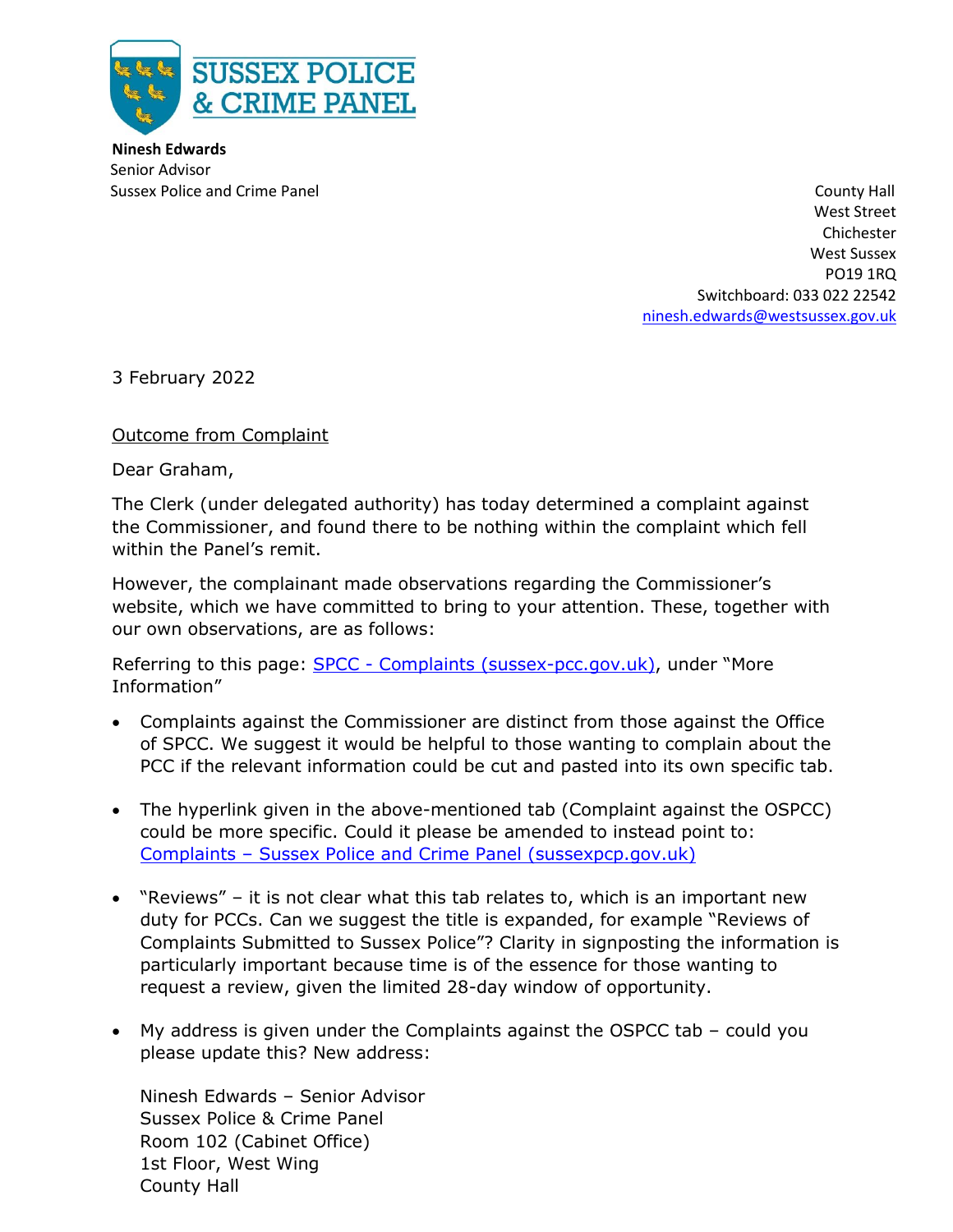**SUSSEX POLICE & CRIME PANEL**

**Ninesh Edwards**
Senior Advisor
Sussex Police and Crime Panel

County Hall
West Street
Chichester
West Sussex
PO19 1RQ
Switchboard: 033 022 22542
ninesh.edwards@westsussex.gov.uk

3 February 2022

<u>Outcome from Complaint</u>

Dear Graham,

The Clerk (under delegated authority) has today determined a complaint against the Commissioner, and found there to be nothing within the complaint which fell within the Panel's remit.

However, the complainant made observations regarding the Commissioner's website, which we have committed to bring to your attention. These, together with our own observations, are as follows:

Referring to this page: [SPCC - Complaints (sussex-pcc.gov.uk)](), under "More Information"

- Complaints against the Commissioner are distinct from those against the Office of SPCC. We suggest it would be helpful to those wanting to complain about the PCC if the relevant information could be cut and pasted into its own specific tab.

- The hyperlink given in the above-mentioned tab (Complaint against the OSPCC) could be more specific. Could it please be amended to instead point to: [Complaints – Sussex Police and Crime Panel (sussexpcp.gov.uk)]()

- "Reviews" – it is not clear what this tab relates to, which is an important new duty for PCCs. Can we suggest the title is expanded, for example "Reviews of Complaints Submitted to Sussex Police"? Clarity in signposting the information is particularly important because time is of the essence for those wanting to request a review, given the limited 28-day window of opportunity.

- My address is given under the Complaints against the OSPCC tab – could you please update this? New address:

  Ninesh Edwards – Senior Advisor
  Sussex Police & Crime Panel
  Room 102 (Cabinet Office)
  1st Floor, West Wing
  County Hall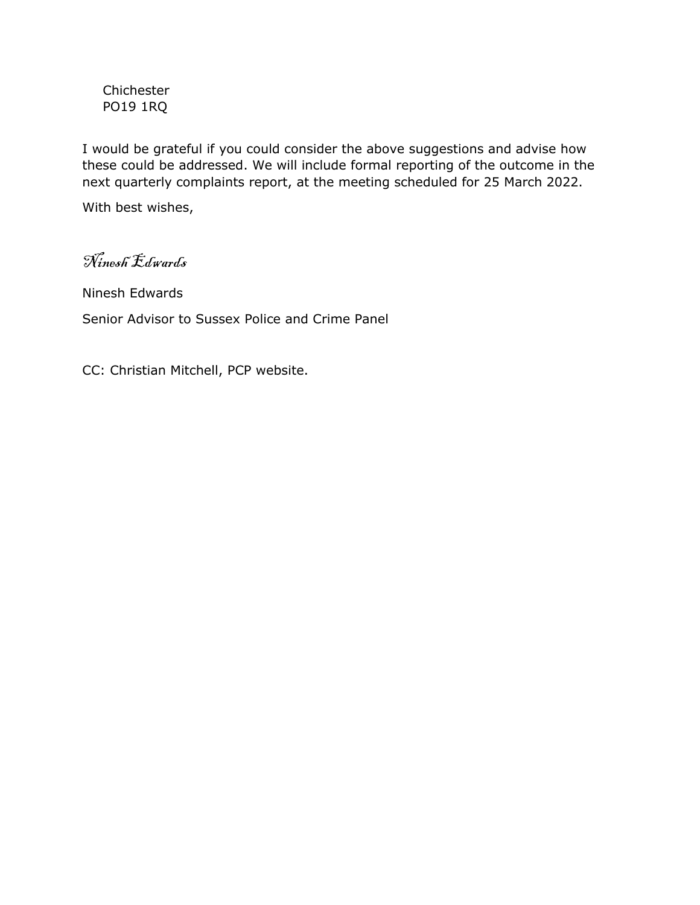Chichester
PO19 1RQ

I would be grateful if you could consider the above suggestions and advise how these could be addressed. We will include formal reporting of the outcome in the next quarterly complaints report, at the meeting scheduled for 25 March 2022.

With best wishes,

*Ninesh Edwards*

Ninesh Edwards

Senior Advisor to Sussex Police and Crime Panel

CC: Christian Mitchell, PCP website.